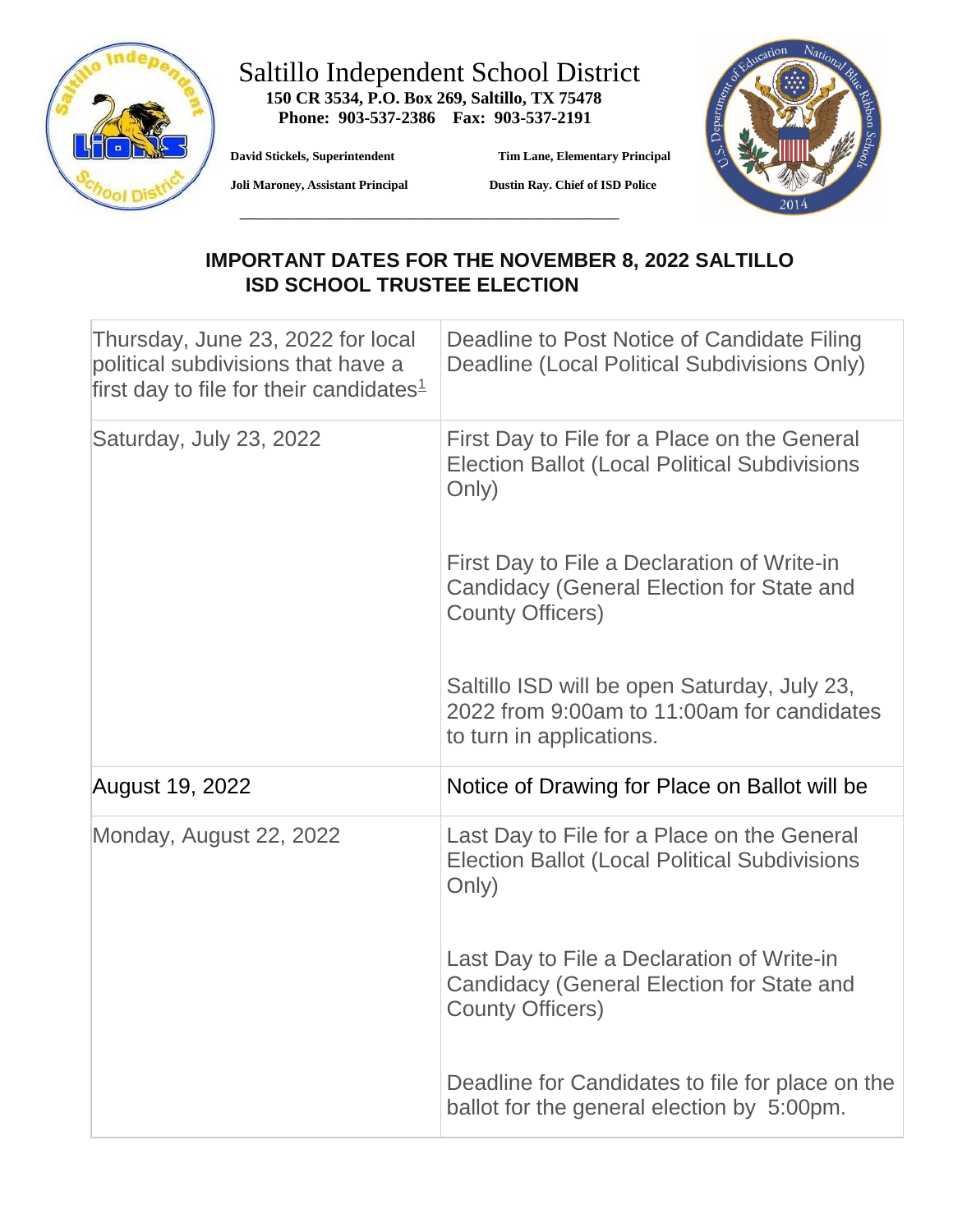# Saltillo Independent School District

**150 CR 3534, P.O. Box 269, Saltillo, TX 75478**
**Phone: 903-537-2386 Fax: 903-537-2191**

**David Stickels, Superintendent** **Tim Lane, Elementary Principal**

**Joli Maroney, Assistant Principal** **Dustin Ray. Chief of ISD Police**

## IMPORTANT DATES FOR THE NOVEMBER 8, 2022 SALTILLO ISD SCHOOL TRUSTEE ELECTION

| Date | Event |
|---|---|
| Thursday, June 23, 2022 for local political subdivisions that have a first day to file for their candidates[1] | Deadline to Post Notice of Candidate Filing Deadline (Local Political Subdivisions Only) |
| Saturday, July 23, 2022 | First Day to File for a Place on the General Election Ballot (Local Political Subdivisions Only)<br><br>First Day to File a Declaration of Write-in Candidacy (General Election for State and County Officers)<br><br>Saltillo ISD will be open Saturday, July 23, 2022 from 9:00am to 11:00am for candidates to turn in applications. |
| August 19, 2022 | Notice of Drawing for Place on Ballot will be |
| Monday, August 22, 2022 | Last Day to File for a Place on the General Election Ballot (Local Political Subdivisions Only)<br><br>Last Day to File a Declaration of Write-in Candidacy (General Election for State and County Officers)<br><br>Deadline for Candidates to file for place on the ballot for the general election by 5:00pm. |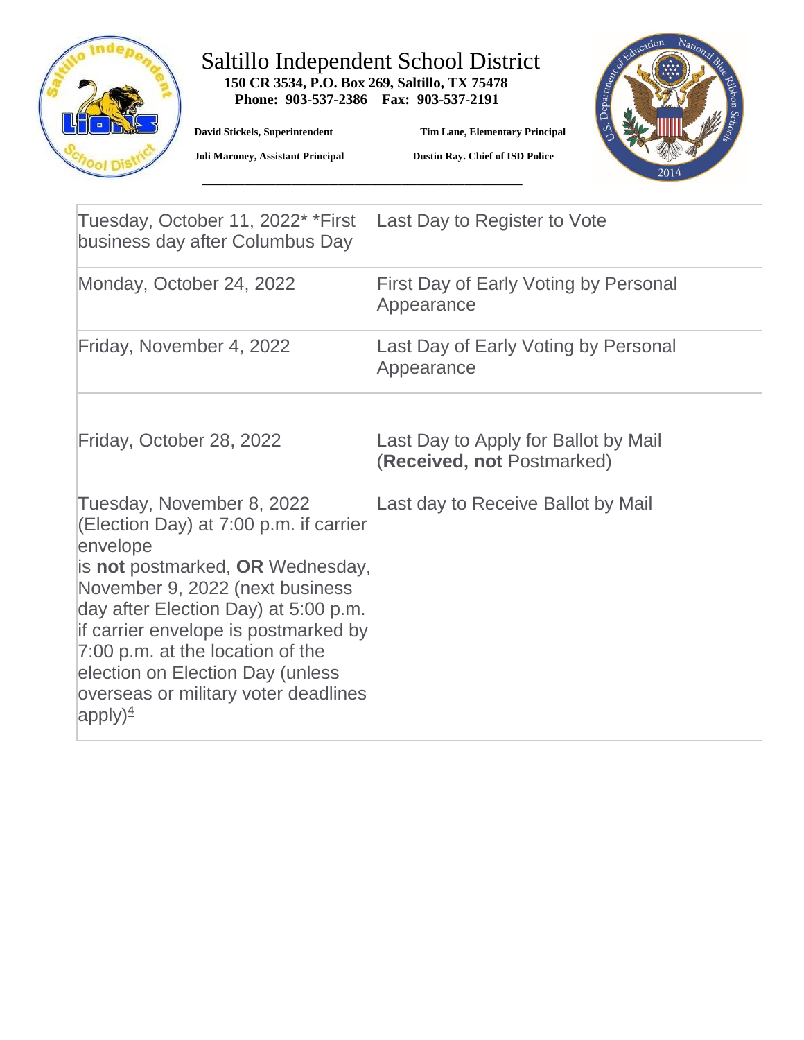# Saltillo Independent School District

**150 CR 3534, P.O. Box 269, Saltillo, TX 75478**
**Phone: 903-537-2386 Fax: 903-537-2191**

**David Stickels, Superintendent** **Tim Lane, Elementary Principal**

**Joli Maroney, Assistant Principal** **Dustin Ray. Chief of ISD Police**

| | |
|---|---|
| Tuesday, October 11, 2022* *First business day after Columbus Day | Last Day to Register to Vote |
| Monday, October 24, 2022 | First Day of Early Voting by Personal Appearance |
| Friday, November 4, 2022 | Last Day of Early Voting by Personal Appearance |
| Friday, October 28, 2022 | Last Day to Apply for Ballot by Mail (**Received, not** Postmarked) |
| Tuesday, November 8, 2022 (Election Day) at 7:00 p.m. if carrier envelope is **not** postmarked, **OR** Wednesday, November 9, 2022 (next business day after Election Day) at 5:00 p.m. if carrier envelope is postmarked by 7:00 p.m. at the location of the election on Election Day (unless overseas or military voter deadlines apply)[4] | Last day to Receive Ballot by Mail |